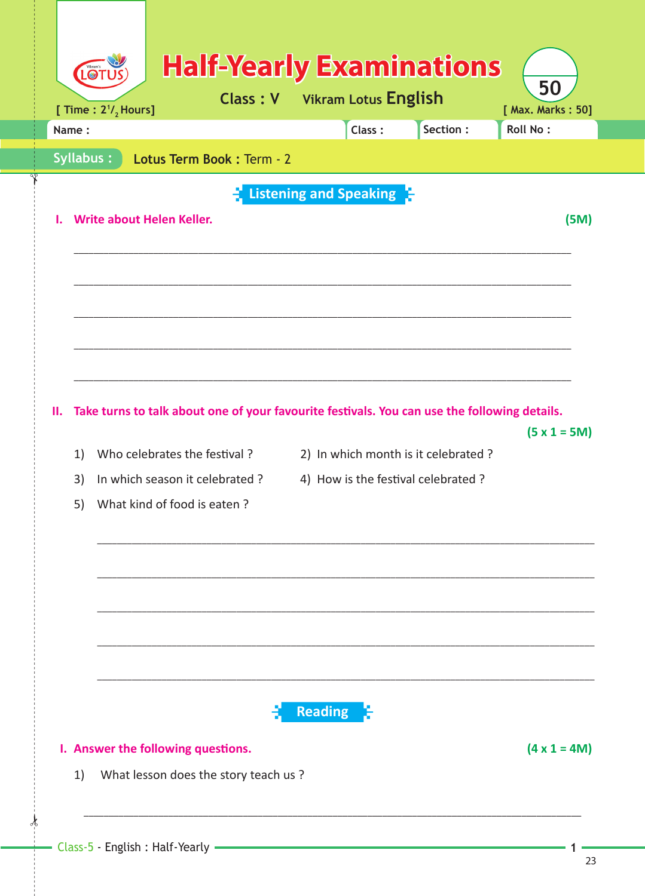# Half-Yearly Examinations

**Class : V** Vikram Lotus **English**

[ Time : $2^1/_2$ Hours] [ Max. Marks : 50]

Name : Class : Section : Roll No :

**Syllabus :** Lotus Term Book : Term - 2

## Listening and Speaking

**I. Write about Helen Keller.** **(5M)**

______________________________________________________________________

______________________________________________________________________

______________________________________________________________________

______________________________________________________________________

______________________________________________________________________

**II. Take turns to talk about one of your favourite festivals. You can use the following details.** **(5 x 1 = 5M)**

1) Who celebrates the festival ?
2) In which month is it celebrated ?
3) In which season it celebrated ?
4) How is the festival celebrated ?
5) What kind of food is eaten ?

______________________________________________________________________

______________________________________________________________________

______________________________________________________________________

______________________________________________________________________

______________________________________________________________________

## Reading

**I. Answer the following questions.** **(4 x 1 = 4M)**

1) What lesson does the story teach us ?

______________________________________________________________________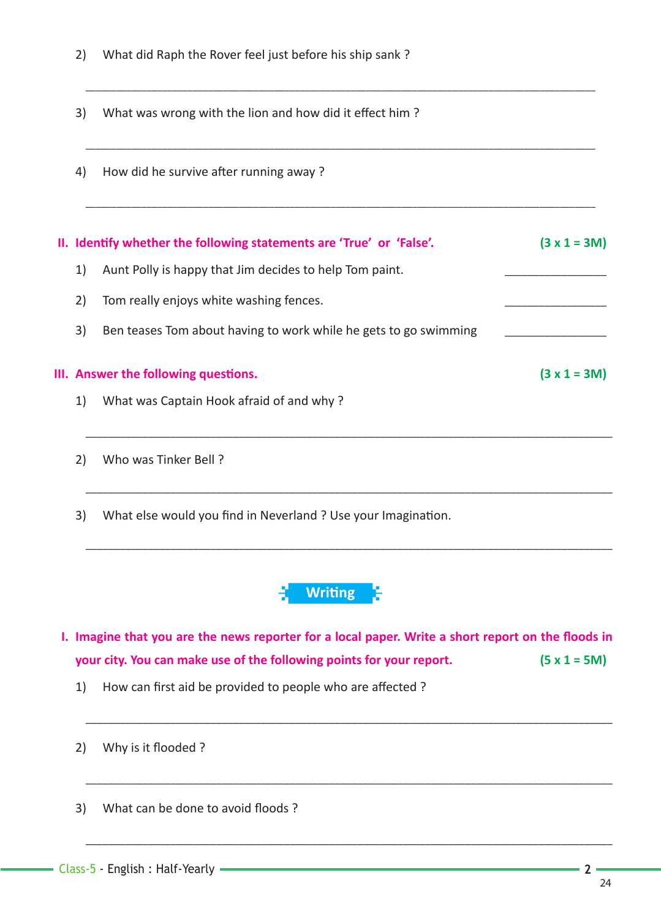2) What did Raph the Rover feel just before his ship sank ?

_______________________________________________________________________________

3) What was wrong with the lion and how did it effect him ?

_______________________________________________________________________________

4) How did he survive after running away ?

_______________________________________________________________________________

**II. Identify whether the following statements are 'True' or 'False'.** **(3 x 1 = 3M)**

1) Aunt Polly is happy that Jim decides to help Tom paint. ______________

2) Tom really enjoys white washing fences. ______________

3) Ben teases Tom about having to work while he gets to go swimming ______________

**III. Answer the following questions.** **(3 x 1 = 3M)**

1) What was Captain Hook afraid of and why ?

_______________________________________________________________________________

2) Who was Tinker Bell ?

_______________________________________________________________________________

3) What else would you find in Neverland ? Use your Imagination.

_______________________________________________________________________________

## Writing

**I. Imagine that you are the news reporter for a local paper. Write a short report on the floods in your city. You can make use of the following points for your report.** **(5 x 1 = 5M)**

1) How can first aid be provided to people who are affected ?

_______________________________________________________________________________

2) Why is it flooded ?

_______________________________________________________________________________

3) What can be done to avoid floods ?

_______________________________________________________________________________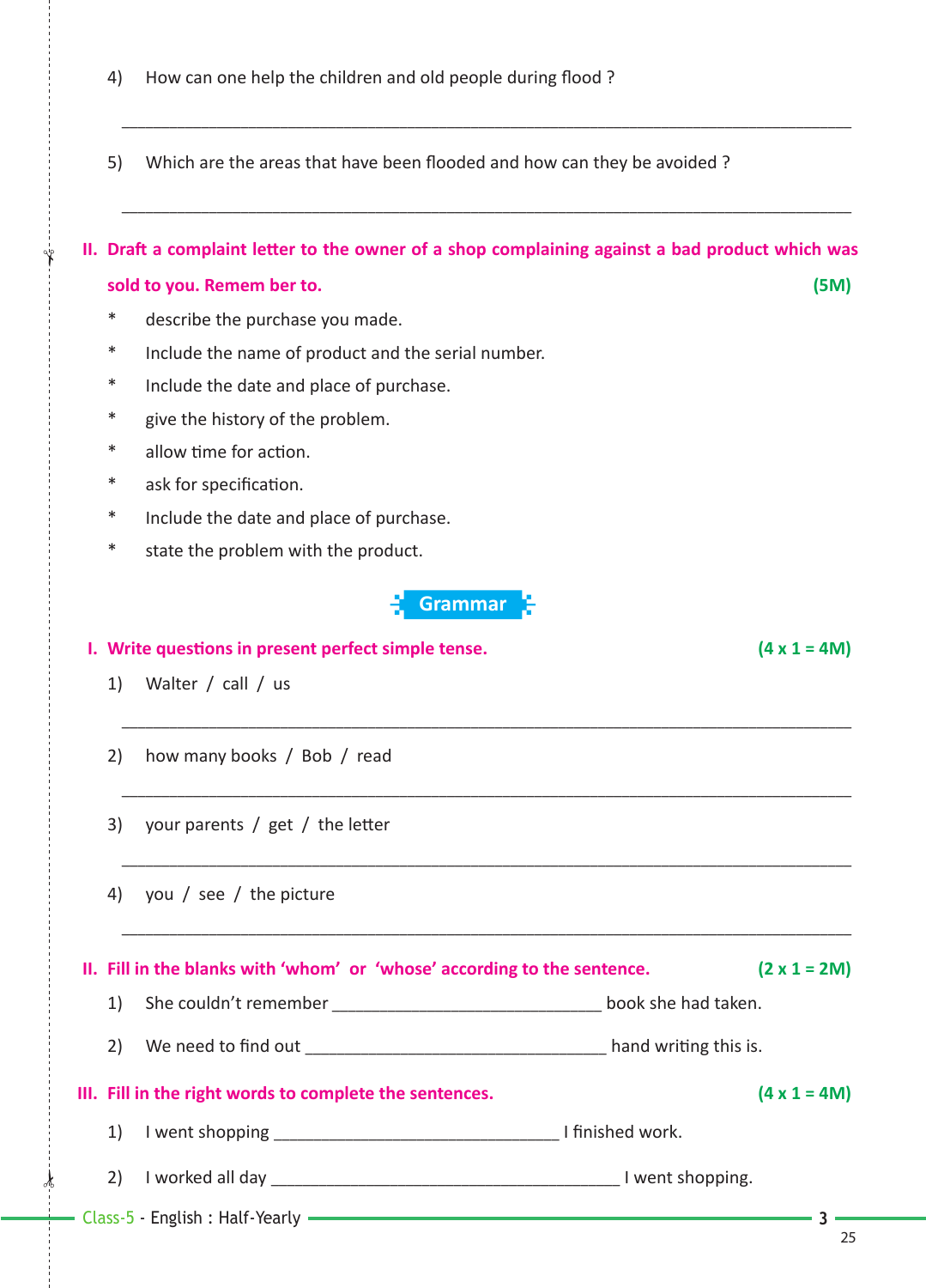4) How can one help the children and old people during flood ?

_______________________________________________________________

5) Which are the areas that have been flooded and how can they be avoided ?

_______________________________________________________________

**II. Draft a complaint letter to the owner of a shop complaining against a bad product which was sold to you. Remem ber to.** **(5M)**

- describe the purchase you made.
- Include the name of product and the serial number.
- Include the date and place of purchase.
- give the history of the problem.
- allow time for action.
- ask for specification.
- Include the date and place of purchase.
- state the problem with the product.

## Grammar

**I. Write questions in present perfect simple tense.** **(4 x 1 = 4M)**

1) Walter / call / us

_______________________________________________________________

2) how many books / Bob / read

_______________________________________________________________

3) your parents / get / the letter

_______________________________________________________________

4) you / see / the picture

_______________________________________________________________

**II. Fill in the blanks with 'whom' or 'whose' according to the sentence.** **(2 x 1 = 2M)**

1) She couldn't remember ____________________ book she had taken.

2) We need to find out ____________________ hand writing this is.

**III. Fill in the right words to complete the sentences.** **(4 x 1 = 4M)**

1) I went shopping ____________________ I finished work.

2) I worked all day ____________________ I went shopping.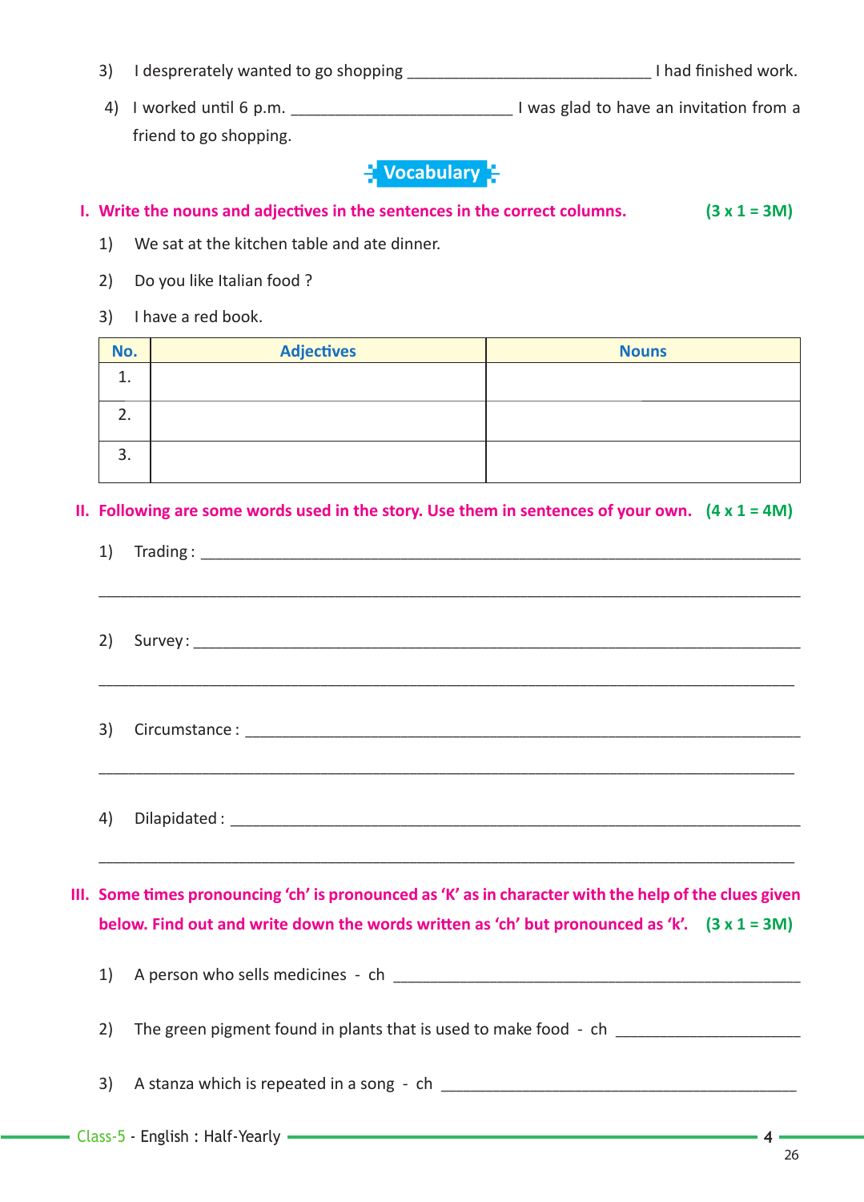3) I despreratedy wanted to go shopping ____________________________ I had finished work.

4) I worked until 6 p.m. _________________________ I was glad to have an invitation from a friend to go shopping.

## Vocabulary

**I. Write the nouns and adjectives in the sentences in the correct columns.** **(3 x 1 = 3M)**

1) We sat at the kitchen table and ate dinner.

2) Do you like Italian food ?

3) I have a red book.

| No. | Adjectives | Nouns |
|---|---|---|
| 1. | | |
| 2. | | |
| 3. | | |

**II. Following are some words used in the story. Use them in sentences of your own.** **(4 x 1 = 4M)**

1) Trading : ______________________________________________________________

______________________________________________________________

2) Survey : ______________________________________________________________

______________________________________________________________

3) Circumstance : ______________________________________________________________

______________________________________________________________

4) Dilapidated : ______________________________________________________________

______________________________________________________________

**III. Some times pronouncing 'ch' is pronounced as 'K' as in character with the help of the clues given below. Find out and write down the words written as 'ch' but pronounced as 'k'.** **(3 x 1 = 3M)**

1) A person who sells medicines - ch ______________________________________________

2) The green pigment found in plants that is used to make food - ch ____________________

3) A stanza which is repeated in a song - ch ________________________________________